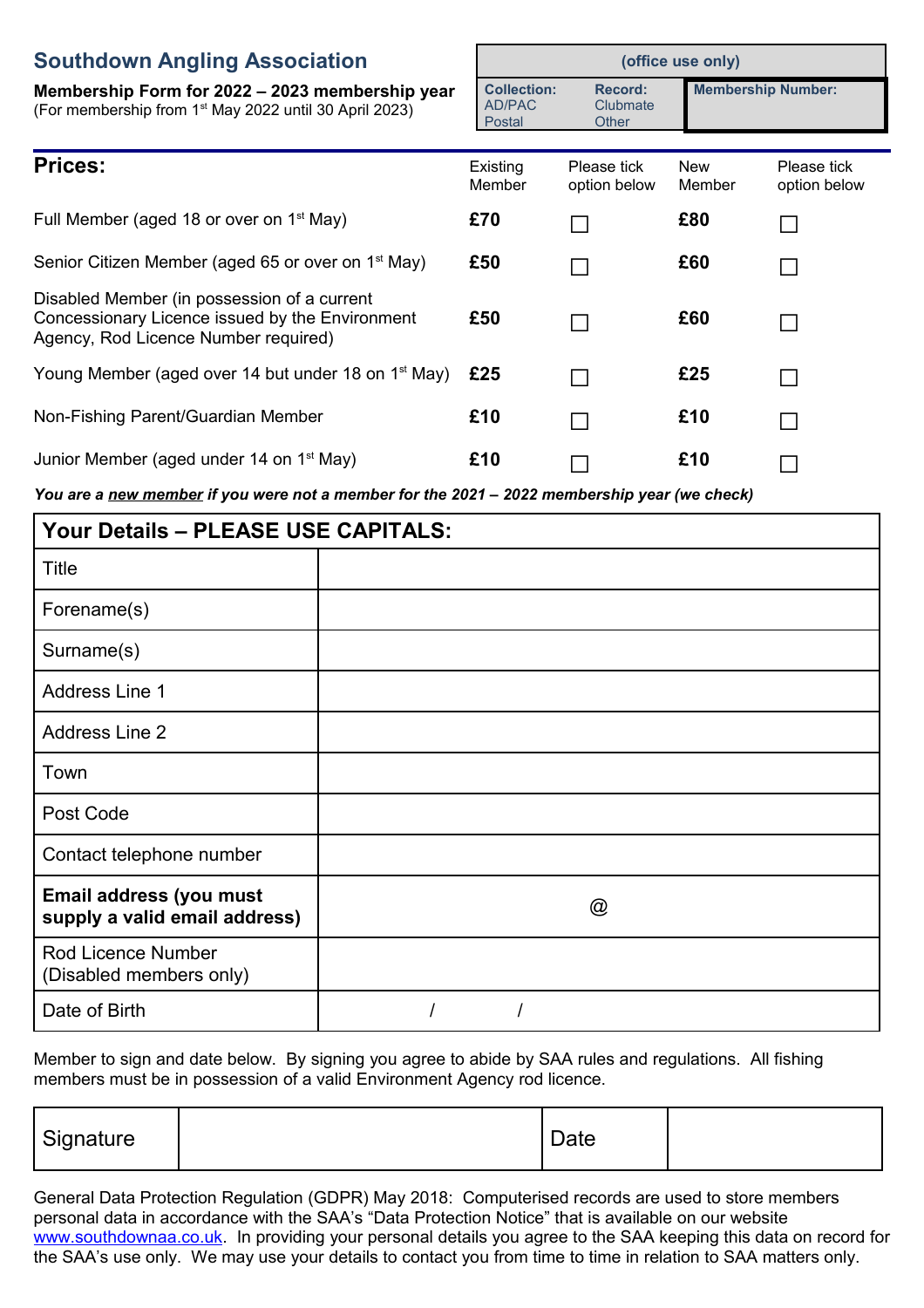## Southdown Angling Association

**Membership Form for 2022 – 2023 membership year**
(For membership from 1st May 2022 until 30 April 2023)

| (office use only) | | |
|---|---|---|
| **Collection:** AD/PAC Postal | **Record:** Clubmate Other | **Membership Number:** |

| **Prices:** | Existing Member | Please tick option below | New Member | Please tick option below |
|---|---|---|---|---|
| Full Member (aged 18 or over on 1st May) | **£70** | ☐ | **£80** | ☐ |
| Senior Citizen Member (aged 65 or over on 1st May) | **£50** | ☐ | **£60** | ☐ |
| Disabled Member (in possession of a current Concessionary Licence issued by the Environment Agency, Rod Licence Number required) | **£50** | ☐ | **£60** | ☐ |
| Young Member (aged over 14 but under 18 on 1st May) | **£25** | ☐ | **£25** | ☐ |
| Non-Fishing Parent/Guardian Member | **£10** | ☐ | **£10** | ☐ |
| Junior Member (aged under 14 on 1st May) | **£10** | ☐ | **£10** | ☐ |

***You are a <u>new member</u> if you were not a member for the 2021 – 2022 membership year (we check)***

| **Your Details – PLEASE USE CAPITALS:** | |
|---|---|
| Title | |
| Forename(s) | |
| Surname(s) | |
| Address Line 1 | |
| Address Line 2 | |
| Town | |
| Post Code | |
| Contact telephone number | |
| **Email address (you must supply a valid email address)** | @ |
| Rod Licence Number (Disabled members only) | |
| Date of Birth | / / |

Member to sign and date below. By signing you agree to abide by SAA rules and regulations. All fishing members must be in possession of a valid Environment Agency rod licence.

| Signature | | Date | |
|---|---|---|---|

General Data Protection Regulation (GDPR) May 2018: Computerised records are used to store members personal data in accordance with the SAA's "Data Protection Notice" that is available on our website www.southdownaa.co.uk. In providing your personal details you agree to the SAA keeping this data on record for the SAA's use only. We may use your details to contact you from time to time in relation to SAA matters only.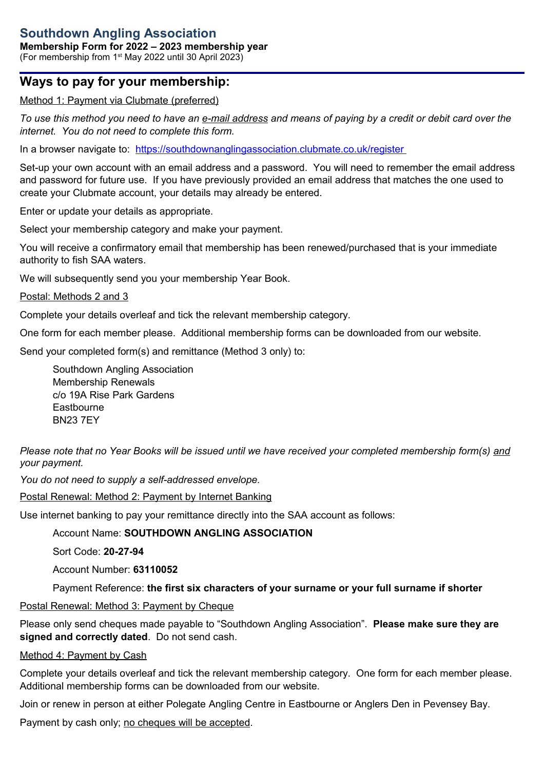# Southdown Angling Association

**Membership Form for 2022 – 2023 membership year**

(For membership from 1st May 2022 until 30 April 2023)

## Ways to pay for your membership:

Method 1: Payment via Clubmate (preferred)

*To use this method you need to have an e-mail address and means of paying by a credit or debit card over the internet. You do not need to complete this form.*

In a browser navigate to: https://southdownanglingassociation.clubmate.co.uk/register

Set-up your own account with an email address and a password. You will need to remember the email address and password for future use. If you have previously provided an email address that matches the one used to create your Clubmate account, your details may already be entered.

Enter or update your details as appropriate.

Select your membership category and make your payment.

You will receive a confirmatory email that membership has been renewed/purchased that is your immediate authority to fish SAA waters.

We will subsequently send you your membership Year Book.

Postal: Methods 2 and 3

Complete your details overleaf and tick the relevant membership category.

One form for each member please. Additional membership forms can be downloaded from our website.

Send your completed form(s) and remittance (Method 3 only) to:

Southdown Angling Association
Membership Renewals
c/o 19A Rise Park Gardens
Eastbourne
BN23 7EY

*Please note that no Year Books will be issued until we have received your completed membership form(s) and your payment.*

*You do not need to supply a self-addressed envelope.*

Postal Renewal: Method 2: Payment by Internet Banking

Use internet banking to pay your remittance directly into the SAA account as follows:

Account Name: **SOUTHDOWN ANGLING ASSOCIATION**

Sort Code: **20-27-94**

Account Number: **63110052**

Payment Reference: **the first six characters of your surname or your full surname if shorter**

Postal Renewal: Method 3: Payment by Cheque

Please only send cheques made payable to “Southdown Angling Association”. **Please make sure they are signed and correctly dated**. Do not send cash.

Method 4: Payment by Cash

Complete your details overleaf and tick the relevant membership category. One form for each member please. Additional membership forms can be downloaded from our website.

Join or renew in person at either Polegate Angling Centre in Eastbourne or Anglers Den in Pevensey Bay.

Payment by cash only; no cheques will be accepted.